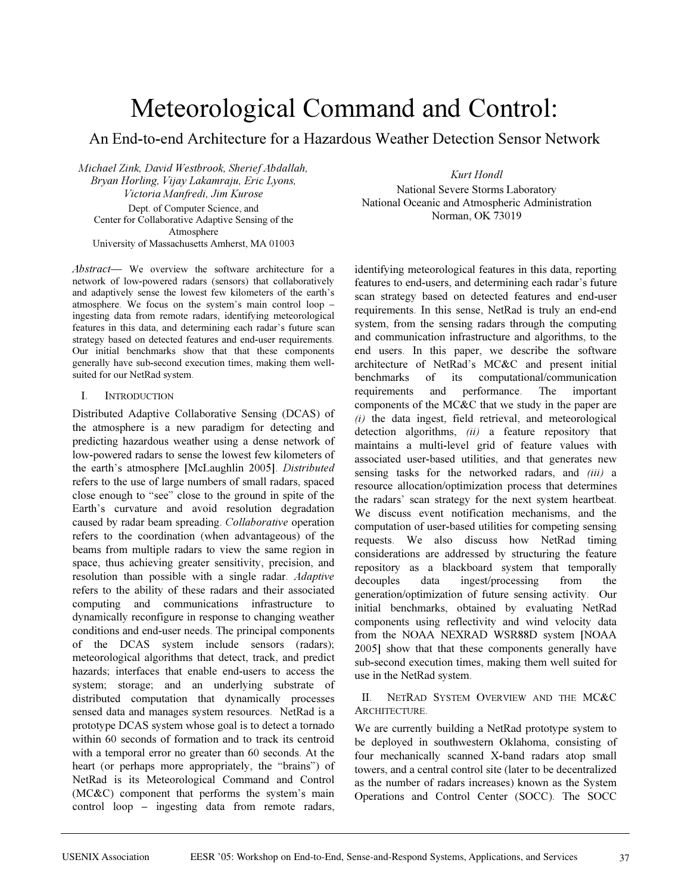# Meteorological Command and Control:

## An End-to-end Architecture for a Hazardous Weather Detection Sensor Network

*Michael Zink, David Westbrook, Sherief Abdallah, Bryan Horling, Vijay Lakamraju, Eric Lyons, Victoria Manfredi, Jim Kurose*
Dept. of Computer Science, and
Center for Collaborative Adaptive Sensing of the Atmosphere
University of Massachusetts Amherst, MA 01003

*Kurt Hondl*
National Severe Storms Laboratory
National Oceanic and Atmospheric Administration
Norman, OK 73019

*Abstract*— We overview the software architecture for a network of low-powered radars (sensors) that collaboratively and adaptively sense the lowest few kilometers of the earth's atmosphere. We focus on the system's main control loop – ingesting data from remote radars, identifying meteorological features in this data, and determining each radar's future scan strategy based on detected features and end-user requirements. Our initial benchmarks show that that these components generally have sub-second execution times, making them well-suited for our NetRad system.

## I. Introduction

Distributed Adaptive Collaborative Sensing (DCAS) of the atmosphere is a new paradigm for detecting and predicting hazardous weather using a dense network of low-powered radars to sense the lowest few kilometers of the earth's atmosphere [McLaughlin 2005]. *Distributed* refers to the use of large numbers of small radars, spaced close enough to "see" close to the ground in spite of the Earth's curvature and avoid resolution degradation caused by radar beam spreading. *Collaborative* operation refers to the coordination (when advantageous) of the beams from multiple radars to view the same region in space, thus achieving greater sensitivity, precision, and resolution than possible with a single radar. *Adaptive* refers to the ability of these radars and their associated computing and communications infrastructure to dynamically reconfigure in response to changing weather conditions and end-user needs. The principal components of the DCAS system include sensors (radars); meteorological algorithms that detect, track, and predict hazards; interfaces that enable end-users to access the system; storage; and an underlying substrate of distributed computation that dynamically processes sensed data and manages system resources. NetRad is a prototype DCAS system whose goal is to detect a tornado within 60 seconds of formation and to track its centroid with a temporal error no greater than 60 seconds. At the heart (or perhaps more appropriately, the "brains") of NetRad is its Meteorological Command and Control (MC&C) component that performs the system's main control loop – ingesting data from remote radars, identifying meteorological features in this data, reporting features to end-users, and determining each radar's future scan strategy based on detected features and end-user requirements. In this sense, NetRad is truly an end-end system, from the sensing radars through the computing and communication infrastructure and algorithms, to the end users. In this paper, we describe the software architecture of NetRad's MC&C and present initial benchmarks of its computational/communication requirements and performance. The important components of the MC&C that we study in the paper are *(i)* the data ingest, field retrieval, and meteorological detection algorithms, *(ii)* a feature repository that maintains a multi-level grid of feature values with associated user-based utilities, and that generates new sensing tasks for the networked radars, and *(iii)* a resource allocation/optimization process that determines the radars' scan strategy for the next system heartbeat. We discuss event notification mechanisms, and the computation of user-based utilities for competing sensing requests. We also discuss how NetRad timing considerations are addressed by structuring the feature repository as a blackboard system that temporally decouples data ingest/processing from the generation/optimization of future sensing activity. Our initial benchmarks, obtained by evaluating NetRad components using reflectivity and wind velocity data from the NOAA NEXRAD WSR88D system [NOAA 2005] show that that these components generally have sub-second execution times, making them well suited for use in the NetRad system.

## II. NetRad System Overview and the MC&C Architecture.

We are currently building a NetRad prototype system to be deployed in southwestern Oklahoma, consisting of four mechanically scanned X-band radars atop small towers, and a central control site (later to be decentralized as the number of radars increases) known as the System Operations and Control Center (SOCC). The SOCC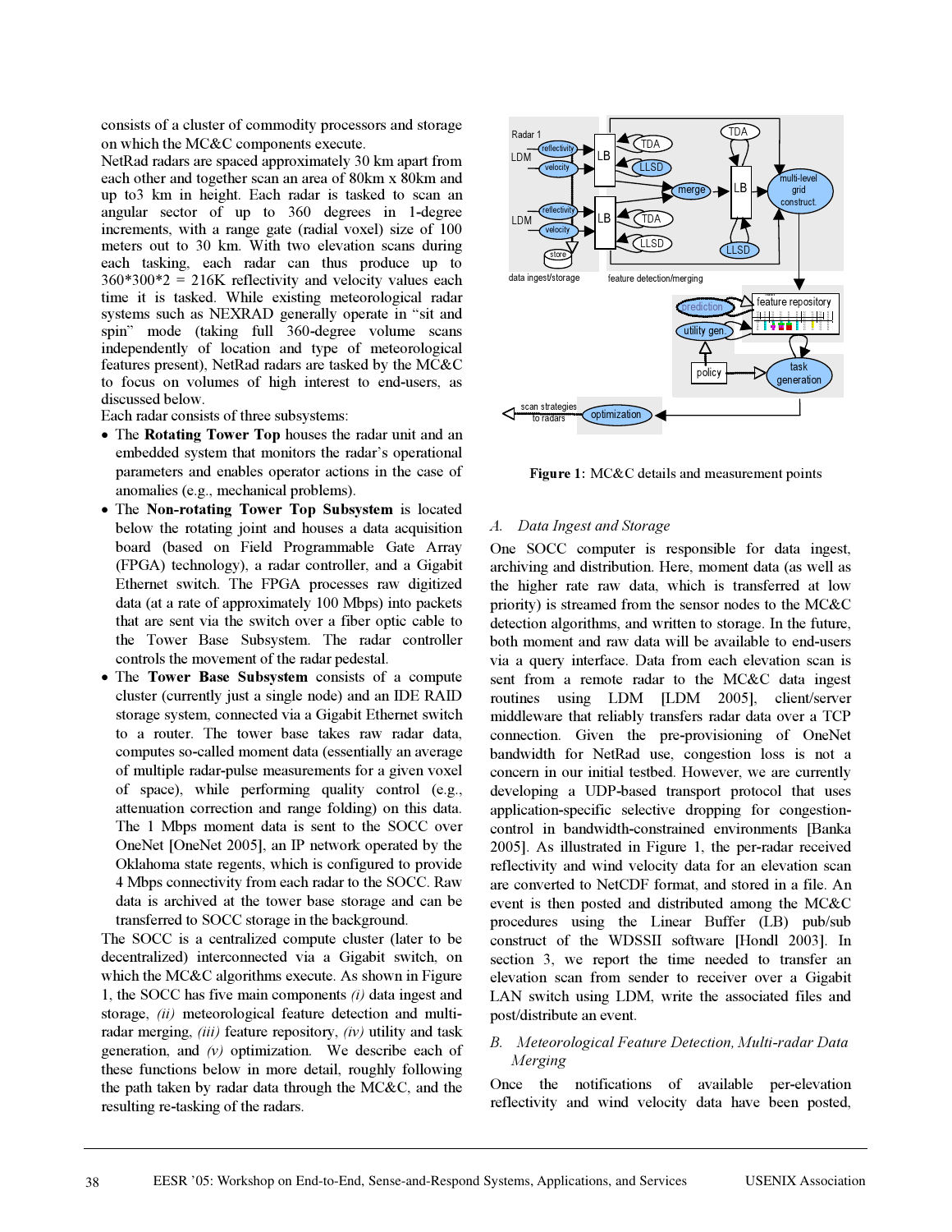consists of a cluster of commodity processors and storage on which the MC&C components execute.

NetRad radars are spaced approximately 30 km apart from each other and together scan an area of 80km x 80km and up to3 km in height. Each radar is tasked to scan an angular sector of up to 360 degrees in 1-degree increments, with a range gate (radial voxel) size of 100 meters out to 30 km. With two elevation scans during each tasking, each radar can thus produce up to 360*300*2 = 216K reflectivity and velocity values each time it is tasked. While existing meteorological radar systems such as NEXRAD generally operate in "sit and spin" mode (taking full 360-degree volume scans independently of location and type of meteorological features present), NetRad radars are tasked by the MC&C to focus on volumes of high interest to end-users, as discussed below.

Each radar consists of three subsystems:

- The **Rotating Tower Top** houses the radar unit and an embedded system that monitors the radar's operational parameters and enables operator actions in the case of anomalies (e.g., mechanical problems).
- The **Non-rotating Tower Top Subsystem** is located below the rotating joint and houses a data acquisition board (based on Field Programmable Gate Array (FPGA) technology), a radar controller, and a Gigabit Ethernet switch. The FPGA processes raw digitized data (at a rate of approximately 100 Mbps) into packets that are sent via the switch over a fiber optic cable to the Tower Base Subsystem. The radar controller controls the movement of the radar pedestal.
- The **Tower Base Subsystem** consists of a compute cluster (currently just a single node) and an IDE RAID storage system, connected via a Gigabit Ethernet switch to a router. The tower base takes raw radar data, computes so-called moment data (essentially an average of multiple radar-pulse measurements for a given voxel of space), while performing quality control (e.g., attenuation correction and range folding) on this data. The 1 Mbps moment data is sent to the SOCC over OneNet [OneNet 2005], an IP network operated by the Oklahoma state regents, which is configured to provide 4 Mbps connectivity from each radar to the SOCC. Raw data is archived at the tower base storage and can be transferred to SOCC storage in the background.

The SOCC is a centralized compute cluster (later to be decentralized) interconnected via a Gigabit switch, on which the MC&C algorithms execute. As shown in Figure 1, the SOCC has five main components *(i)* data ingest and storage, *(ii)* meteorological feature detection and multi-radar merging, *(iii)* feature repository, *(iv)* utility and task generation, and *(v)* optimization. We describe each of these functions below in more detail, roughly following the path taken by radar data through the MC&C, and the resulting re-tasking of the radars.

**Figure 1:** MC&C details and measurement points

### A. Data Ingest and Storage

One SOCC computer is responsible for data ingest, archiving and distribution. Here, moment data (as well as the higher rate raw data, which is transferred at low priority) is streamed from the sensor nodes to the MC&C detection algorithms, and written to storage. In the future, both moment and raw data will be available to end-users via a query interface. Data from each elevation scan is sent from a remote radar to the MC&C data ingest routines using LDM [LDM 2005], client/server middleware that reliably transfers radar data over a TCP connection. Given the pre-provisioning of OneNet bandwidth for NetRad use, congestion loss is not a concern in our initial testbed. However, we are currently developing a UDP-based transport protocol that uses application-specific selective dropping for congestion-control in bandwidth-constrained environments [Banka 2005]. As illustrated in Figure 1, the per-radar received reflectivity and wind velocity data for an elevation scan are converted to NetCDF format, and stored in a file. An event is then posted and distributed among the MC&C procedures using the Linear Buffer (LB) pub/sub construct of the WDSSII software [Hondl 2003]. In section 3, we report the time needed to transfer an elevation scan from sender to receiver over a Gigabit LAN switch using LDM, write the associated files and post/distribute an event.

### B. Meteorological Feature Detection, Multi-radar Data Merging

Once the notifications of available per-elevation reflectivity and wind velocity data have been posted,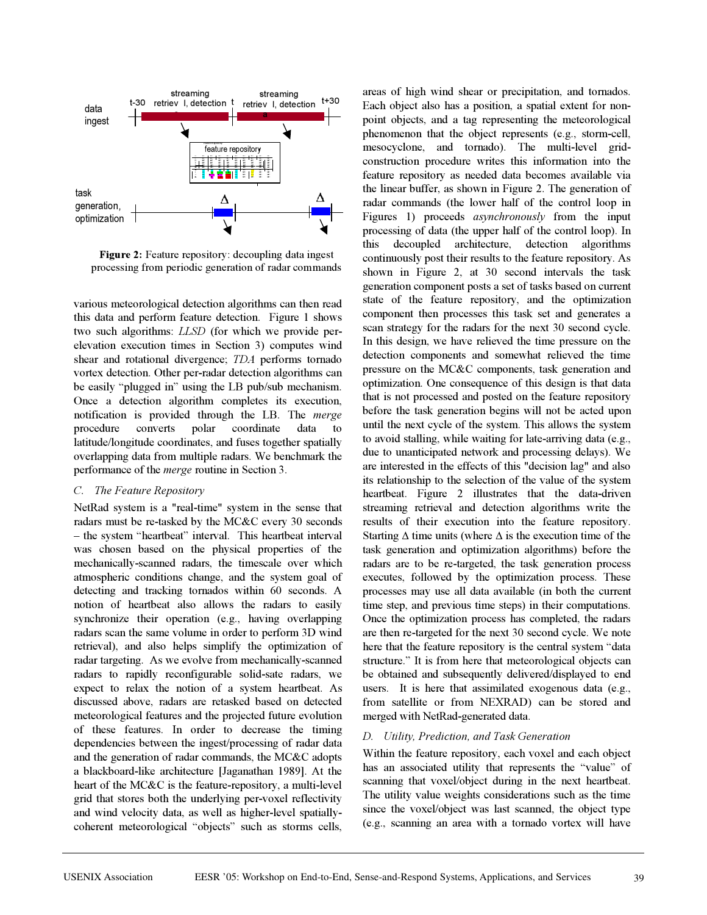**Figure 2:** Feature repository: decoupling data ingest processing from periodic generation of radar commands

various meteorological detection algorithms can then read this data and perform feature detection. Figure 1 shows two such algorithms: *LLSD* (for which we provide per-elevation execution times in Section 3) computes wind shear and rotational divergence; *TDA* performs tornado vortex detection. Other per-radar detection algorithms can be easily "plugged in" using the LB pub/sub mechanism. Once a detection algorithm completes its execution, notification is provided through the LB. The *merge* procedure converts polar coordinate data to latitude/longitude coordinates, and fuses together spatially overlapping data from multiple radars. We benchmark the performance of the *merge* routine in Section 3.

### C. The Feature Repository

NetRad system is a "real-time" system in the sense that radars must be re-tasked by the MC&C every 30 seconds – the system "heartbeat" interval. This heartbeat interval was chosen based on the physical properties of the mechanically-scanned radars, the timescale over which atmospheric conditions change, and the system goal of detecting and tracking tornados within 60 seconds. A notion of heartbeat also allows the radars to easily synchronize their operation (e.g., having overlapping radars scan the same volume in order to perform 3D wind retrieval), and also helps simplify the optimization of radar targeting. As we evolve from mechanically-scanned radars to rapidly reconfigurable solid-sate radars, we expect to relax the notion of a system heartbeat. As discussed above, radars are retasked based on detected meteorological features and the projected future evolution of these features. In order to decrease the timing dependencies between the ingest/processing of radar data and the generation of radar commands, the MC&C adopts a blackboard-like architecture [Jaganathan 1989]. At the heart of the MC&C is the feature-repository, a multi-level grid that stores both the underlying per-voxel reflectivity and wind velocity data, as well as higher-level spatially-coherent meteorological "objects" such as storms cells, areas of high wind shear or precipitation, and tornados. Each object also has a position, a spatial extent for non-point objects, and a tag representing the meteorological phenomenon that the object represents (e.g., storm-cell, mesocyclone, and tornado). The multi-level grid-construction procedure writes this information into the feature repository as needed data becomes available via the linear buffer, as shown in Figure 2. The generation of radar commands (the lower half of the control loop in Figures 1) proceeds *asynchronously* from the input processing of data (the upper half of the control loop). In this decoupled architecture, detection algorithms continuously post their results to the feature repository. As shown in Figure 2, at 30 second intervals the task generation component posts a set of tasks based on current state of the feature repository, and the optimization component then processes this task set and generates a scan strategy for the radars for the next 30 second cycle. In this design, we have relieved the time pressure on the detection components and somewhat relieved the time pressure on the MC&C components, task generation and optimization. One consequence of this design is that data that is not processed and posted on the feature repository before the task generation begins will not be acted upon until the next cycle of the system. This allows the system to avoid stalling, while waiting for late-arriving data (e.g., due to unanticipated network and processing delays). We are interested in the effects of this "decision lag" and also its relationship to the selection of the value of the system heartbeat. Figure 2 illustrates that the data-driven streaming retrieval and detection algorithms write the results of their execution into the feature repository. Starting Δ time units (where Δ is the execution time of the task generation and optimization algorithms) before the radars are to be re-targeted, the task generation process executes, followed by the optimization process. These processes may use all data available (in both the current time step, and previous time steps) in their computations. Once the optimization process has completed, the radars are then re-targeted for the next 30 second cycle. We note here that the feature repository is the central system "data structure." It is from here that meteorological objects can be obtained and subsequently delivered/displayed to end users. It is here that assimilated exogenous data (e.g., from satellite or from NEXRAD) can be stored and merged with NetRad-generated data.

### D. Utility, Prediction, and Task Generation

Within the feature repository, each voxel and each object has an associated utility that represents the "value" of scanning that voxel/object during in the next heartbeat. The utility value weights considerations such as the time since the voxel/object was last scanned, the object type (e.g., scanning an area with a tornado vortex will have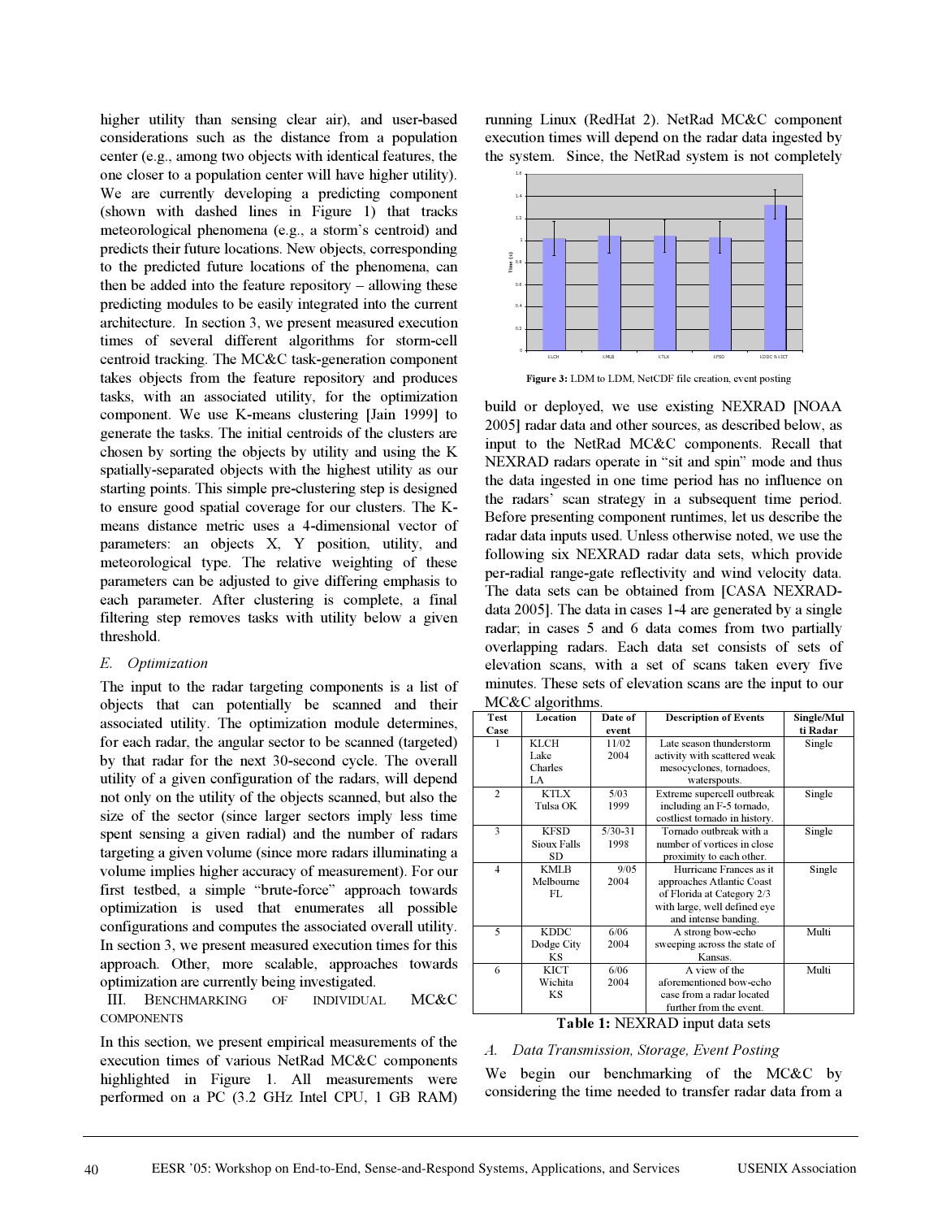higher utility than sensing clear air), and user-based considerations such as the distance from a population center (e.g., among two objects with identical features, the one closer to a population center will have higher utility). We are currently developing a predicting component (shown with dashed lines in Figure 1) that tracks meteorological phenomena (e.g., a storm's centroid) and predicts their future locations. New objects, corresponding to the predicted future locations of the phenomena, can then be added into the feature repository – allowing these predicting modules to be easily integrated into the current architecture. In section 3, we present measured execution times of several different algorithms for storm-cell centroid tracking. The MC&C task-generation component takes objects from the feature repository and produces tasks, with an associated utility, for the optimization component. We use K-means clustering [Jain 1999] to generate the tasks. The initial centroids of the clusters are chosen by sorting the objects by utility and using the K spatially-separated objects with the highest utility as our starting points. This simple pre-clustering step is designed to ensure good spatial coverage for our clusters. The K-means distance metric uses a 4-dimensional vector of parameters: an objects X, Y position, utility, and meteorological type. The relative weighting of these parameters can be adjusted to give differing emphasis to each parameter. After clustering is complete, a final filtering step removes tasks with utility below a given threshold.

### E. Optimization

The input to the radar targeting components is a list of objects that can potentially be scanned and their associated utility. The optimization module determines, for each radar, the angular sector to be scanned (targeted) by that radar for the next 30-second cycle. The overall utility of a given configuration of the radars, will depend not only on the utility of the objects scanned, but also the size of the sector (since larger sectors imply less time spent sensing a given radial) and the number of radars targeting a given volume (since more radars illuminating a volume implies higher accuracy of measurement). For our first testbed, a simple "brute-force" approach towards optimization is used that enumerates all possible configurations and computes the associated overall utility. In section 3, we present measured execution times for this approach. Other, more scalable, approaches towards optimization are currently being investigated.

## III. Benchmarking of individual MC&C components

In this section, we present empirical measurements of the execution times of various NetRad MC&C components highlighted in Figure 1. All measurements were performed on a PC (3.2 GHz Intel CPU, 1 GB RAM) running Linux (RedHat 2). NetRad MC&C component execution times will depend on the radar data ingested by the system. Since, the NetRad system is not completely

Figure 3: LDM to LDM, NetCDF file creation, event posting

build or deployed, we use existing NEXRAD [NOAA 2005] radar data and other sources, as described below, as input to the NetRad MC&C components. Recall that NEXRAD radars operate in "sit and spin" mode and thus the data ingested in one time period has no influence on the radars' scan strategy in a subsequent time period. Before presenting component runtimes, let us describe the radar data inputs used. Unless otherwise noted, we use the following six NEXRAD radar data sets, which provide per-radial range-gate reflectivity and wind velocity data. The data sets can be obtained from [CASA NEXRAD-data 2005]. The data in cases 1-4 are generated by a single radar; in cases 5 and 6 data comes from two partially overlapping radars. Each data set consists of sets of elevation scans, with a set of scans taken every five minutes. These sets of elevation scans are the input to our MC&C algorithms.

| Test Case | Location | Date of event | Description of Events | Single/Multi Radar |
|---|---|---|---|---|
| 1 | KLCH Lake Charles LA | 11/02 2004 | Late season thunderstorm activity with scattered weak mesocyclones, tornadoes, waterspouts. | Single |
| 2 | KTLX Tulsa OK | 5/03 1999 | Extreme supercell outbreak including an F-5 tornado, costliest tornado in history. | Single |
| 3 | KFSD Sioux Falls SD | 5/30-31 1998 | Tornado outbreak with a number of vortices in close proximity to each other. | Single |
| 4 | KMLB Melbourne FL | 9/05 2004 | Hurricane Frances as it approaches Atlantic Coast of Florida at Category 2/3 with large, well defined eye and intense banding. | Single |
| 5 | KDDC Dodge City KS | 6/06 2004 | A strong bow-echo sweeping across the state of Kansas. | Multi |
| 6 | KICT Wichita KS | 6/06 2004 | A view of the aforementioned bow-echo case from a radar located further from the event. | Multi |

**Table 1:** NEXRAD input data sets

### A. Data Transmission, Storage, Event Posting

We begin our benchmarking of the MC&C by considering the time needed to transfer radar data from a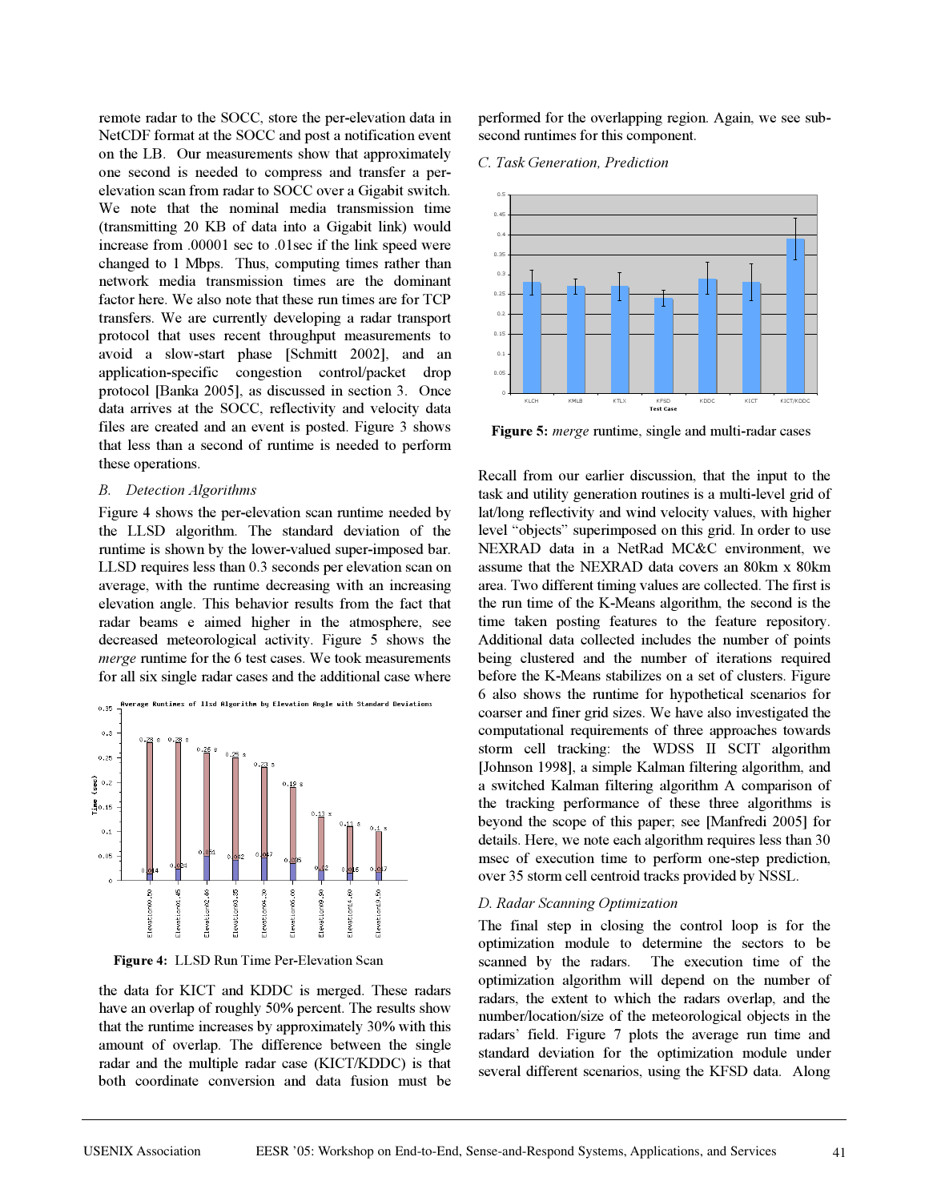remote radar to the SOCC, store the per-elevation data in NetCDF format at the SOCC and post a notification event on the LB. Our measurements show that approximately one second is needed to compress and transfer a per-elevation scan from radar to SOCC over a Gigabit switch. We note that the nominal media transmission time (transmitting 20 KB of data into a Gigabit link) would increase from .00001 sec to .01sec if the link speed were changed to 1 Mbps. Thus, computing times rather than network media transmission times are the dominant factor here. We also note that these run times are for TCP transfers. We are currently developing a radar transport protocol that uses recent throughput measurements to avoid a slow-start phase [Schmitt 2002], and an application-specific congestion control/packet drop protocol [Banka 2005], as discussed in section 3. Once data arrives at the SOCC, reflectivity and velocity data files are created and an event is posted. Figure 3 shows that less than a second of runtime is needed to perform these operations.

### B. Detection Algorithms

Figure 4 shows the per-elevation scan runtime needed by the LLSD algorithm. The standard deviation of the runtime is shown by the lower-valued super-imposed bar. LLSD requires less than 0.3 seconds per elevation scan on average, with the runtime decreasing with an increasing elevation angle. This behavior results from the fact that radar beams e aimed higher in the atmosphere, see decreased meteorological activity. Figure 5 shows the *merge* runtime for the 6 test cases. We took measurements for all six single radar cases and the additional case where

**Figure 4:** LLSD Run Time Per-Elevation Scan

the data for KICT and KDDC is merged. These radars have an overlap of roughly 50% percent. The results show that the runtime increases by approximately 30% with this amount of overlap. The difference between the single radar and the multiple radar case (KICT/KDDC) is that both coordinate conversion and data fusion must be performed for the overlapping region. Again, we see sub-second runtimes for this component.

### C. Task Generation, Prediction

**Figure 5:** *merge* runtime, single and multi-radar cases

Recall from our earlier discussion, that the input to the task and utility generation routines is a multi-level grid of lat/long reflectivity and wind velocity values, with higher level "objects" superimposed on this grid. In order to use NEXRAD data in a NetRad MC&C environment, we assume that the NEXRAD data covers an 80km x 80km area. Two different timing values are collected. The first is the run time of the K-Means algorithm, the second is the time taken posting features to the feature repository. Additional data collected includes the number of points being clustered and the number of iterations required before the K-Means stabilizes on a set of clusters. Figure 6 also shows the runtime for hypothetical scenarios for coarser and finer grid sizes. We have also investigated the computational requirements of three approaches towards storm cell tracking: the WDSS II SCIT algorithm [Johnson 1998], a simple Kalman filtering algorithm, and a switched Kalman filtering algorithm A comparison of the tracking performance of these three algorithms is beyond the scope of this paper; see [Manfredi 2005] for details. Here, we note each algorithm requires less than 30 msec of execution time to perform one-step prediction, over 35 storm cell centroid tracks provided by NSSL.

### D. Radar Scanning Optimization

The final step in closing the control loop is for the optimization module to determine the sectors to be scanned by the radars. The execution time of the optimization algorithm will depend on the number of radars, the extent to which the radars overlap, and the number/location/size of the meteorological objects in the radars' field. Figure 7 plots the average run time and standard deviation for the optimization module under several different scenarios, using the KFSD data. Along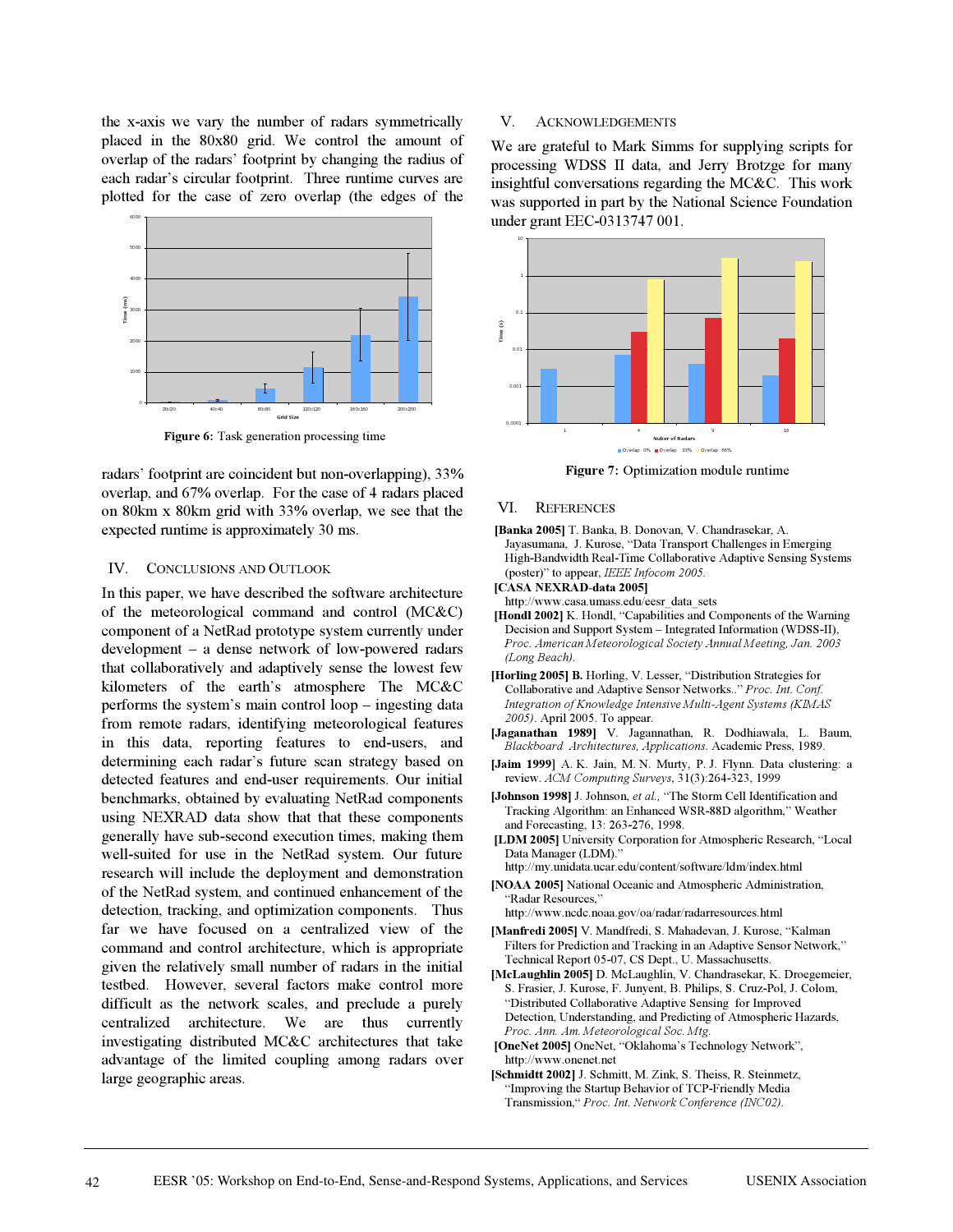the x-axis we vary the number of radars symmetrically placed in the 80x80 grid. We control the amount of overlap of the radars' footprint by changing the radius of each radar's circular footprint. Three runtime curves are plotted for the case of zero overlap (the edges of the radars' footprint are coincident but non-overlapping), 33% overlap, and 67% overlap. For the case of 4 radars placed on 80km x 80km grid with 33% overlap, we see that the expected runtime is approximately 30 ms.

6000
5000
4000
3000
2000
1000
0
Time (ms)
20x20
40x40
80x80
120x120
160x160
200x200
Grid Size

**Figure 6:** Task generation processing time

## IV. Conclusions and Outlook

In this paper, we have described the software architecture of the meteorological command and control (MC&C) component of a NetRad prototype system currently under development – a dense network of low-powered radars that collaboratively and adaptively sense the lowest few kilometers of the earth's atmosphere The MC&C performs the system's main control loop – ingesting data from remote radars, identifying meteorological features in this data, reporting features to end-users, and determining each radar's future scan strategy based on detected features and end-user requirements. Our initial benchmarks, obtained by evaluating NetRad components using NEXRAD data show that that these components generally have sub-second execution times, making them well-suited for use in the NetRad system. Our future research will include the deployment and demonstration of the NetRad system, and continued enhancement of the detection, tracking, and optimization components. Thus far we have focused on a centralized view of the command and control architecture, which is appropriate given the relatively small number of radars in the initial testbed. However, several factors make control more difficult as the network scales, and preclude a purely centralized architecture. We are thus currently investigating distributed MC&C architectures that take advantage of the limited coupling among radars over large geographic areas.

## V. Acknowledgements

We are grateful to Mark Simms for supplying scripts for processing WDSS II data, and Jerry Brotzge for many insightful conversations regarding the MC&C. This work was supported in part by the National Science Foundation under grant EEC-0313747 001.

10
1
0.1
0.01
0.001
0.0001
Time (s)
1
4
9
16
Nuber of Radars
Overlap 0% Overlap 33% Overlap 66%

**Figure 7:** Optimization module runtime

## VI. References

**[Banka 2005]** T. Banka, B. Donovan, V. Chandrasekar, A. Jayasumana, J. Kurose, "Data Transport Challenges in Emerging High-Bandwidth Real-Time Collaborative Adaptive Sensing Systems (poster)" to appear, *IEEE Infocom 2005.*

**[CASA NEXRAD-data 2005]** http://www.casa.umass.edu/eesr_data_sets

**[Hondl 2002]** K. Hondl, "Capabilities and Components of the Warning Decision and Support System – Integrated Information (WDSS-II), *Proc. American Meteorological Society Annual Meeting, Jan. 2003 (Long Beach).*

**[Horling 2005] B.** Horling, V. Lesser, "Distribution Strategies for Collaborative and Adaptive Sensor Networks.." *Proc. Int. Conf. Integration of Knowledge Intensive Multi-Agent Systems (KIMAS 2005).* April 2005. To appear.

**[Jaganathan 1989]** V. Jagannathan, R. Dodhiawala, L. Baum, *Blackboard Architectures, Applications.* Academic Press, 1989.

**[Jaim 1999]** A. K. Jain, M. N. Murty, P. J. Flynn. Data clustering: a review. *ACM Computing Surveys*, 31(3):264-323, 1999

**[Johnson 1998]** J. Johnson, *et al.,* "The Storm Cell Identification and Tracking Algorithm: an Enhanced WSR-88D algorithm," Weather and Forecasting, 13: 263-276, 1998.

**[LDM 2005]** University Corporation for Atmospheric Research, "Local Data Manager (LDM)." http://my.unidata.ucar.edu/content/software/ldm/index.html

**[NOAA 2005]** National Oceanic and Atmospheric Administration, "Radar Resources," http://www.ncdc.noaa.gov/oa/radar/radarresources.html

**[Manfredi 2005]** V. Mandfredi, S. Mahadevan, J. Kurose, "Kalman Filters for Prediction and Tracking in an Adaptive Sensor Network," Technical Report 05-07, CS Dept., U. Massachusetts.

**[McLaughlin 2005]** D. McLaughlin, V. Chandrasekar, K. Droegemeier, S. Frasier, J. Kurose, F. Junyent, B. Philips, S. Cruz-Pol, J. Colom, "Distributed Collaborative Adaptive Sensing for Improved Detection, Understanding, and Predicting of Atmospheric Hazards, *Proc. Ann. Am. Meteorological Soc. Mtg.*

**[OneNet 2005]** OneNet, "Oklahoma's Technology Network", http://www.onenet.net

**[Schmidtt 2002]** J. Schmitt, M. Zink, S. Theiss, R. Steinmetz, "Improving the Startup Behavior of TCP-Friendly Media Transmission," *Proc. Int. Network Conference (INC02).*